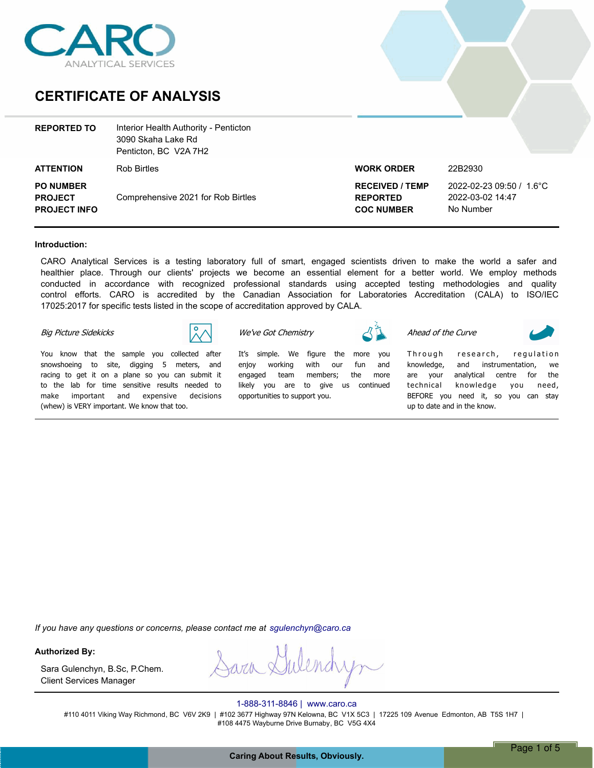CARO ANALYTICAL SERVICES

# CERTIFICATE OF ANALYSIS

| | | | |
|---|---|---|---|
| **REPORTED TO** | Interior Health Authority - Penticton<br>3090 Skaha Lake Rd<br>Penticton, BC V2A 7H2 | | |
| **ATTENTION** | Rob Birtles | **WORK ORDER** | 22B2930 |
| **PO NUMBER** | | **RECEIVED / TEMP** | 2022-02-23 09:50 / 1.6°C |
| **PROJECT** | Comprehensive 2021 for Rob Birtles | **REPORTED** | 2022-03-02 14:47 |
| **PROJECT INFO** | | **COC NUMBER** | No Number |

**Introduction:**

CARO Analytical Services is a testing laboratory full of smart, engaged scientists driven to make the world a safer and healthier place. Through our clients' projects we become an essential element for a better world. We employ methods conducted in accordance with recognized professional standards using accepted testing methodologies and quality control efforts. CARO is accredited by the Canadian Association for Laboratories Accreditation (CALA) to ISO/IEC 17025:2017 for specific tests listed in the scope of accreditation approved by CALA.

*Big Picture Sidekicks*

You know that the sample you collected after snowshoeing to site, digging 5 meters, and racing to get it on a plane so you can submit it to the lab for time sensitive results needed to make important and expensive decisions (whew) is VERY important. We know that too.

*We've Got Chemistry*

It's simple. We figure the more you enjoy working with our fun and engaged team members; the more likely you are to give us continued opportunities to support you.

*Ahead of the Curve*

Through research, regulation knowledge, and instrumentation, we are your analytical centre for the technical knowledge you need, BEFORE you need it, so you can stay up to date and in the know.

*If you have any questions or concerns, please contact me at sgulenchyn@caro.ca*

**Authorized By:**

Sara Gulenchyn, B.Sc, P.Chem.
Client Services Manager

1-888-311-8846 | www.caro.ca

#110 4011 Viking Way Richmond, BC V6V 2K9 | #102 3677 Highway 97N Kelowna, BC V1X 5C3 | 17225 109 Avenue Edmonton, AB T5S 1H7 | #108 4475 Wayburne Drive Burnaby, BC V5G 4X4

Caring About Results, Obviously.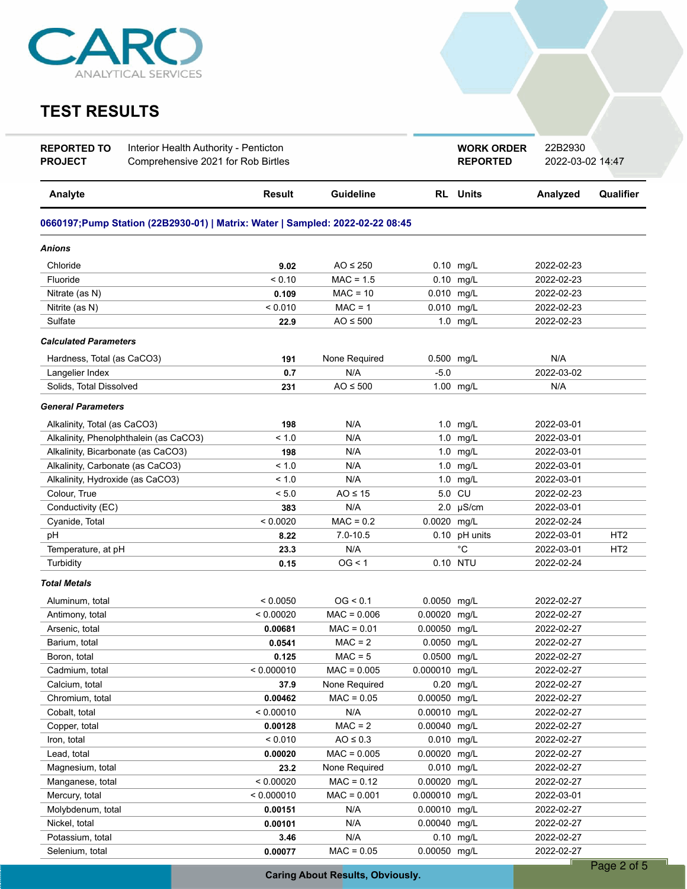CARO ANALYTICAL SERVICES

# TEST RESULTS

| | | | |
|---|---|---|---|
| **REPORTED TO** | Interior Health Authority - Penticton | **WORK ORDER** | 22B2930 |
| **PROJECT** | Comprehensive 2021 for Rob Birtles | **REPORTED** | 2022-03-02 14:47 |

| Analyte | Result | Guideline | RL | Units | Analyzed | Qualifier |
|---|---|---|---|---|---|---|
| **0660197;Pump Station (22B2930-01) \| Matrix: Water \| Sampled: 2022-02-22 08:45** | | | | | | |
| ***Anions*** | | | | | | |
| Chloride | **9.02** | AO ≤ 250 | 0.10 | mg/L | 2022-02-23 | |
| Fluoride | < 0.10 | MAC = 1.5 | 0.10 | mg/L | 2022-02-23 | |
| Nitrate (as N) | **0.109** | MAC = 10 | 0.010 | mg/L | 2022-02-23 | |
| Nitrite (as N) | < 0.010 | MAC = 1 | 0.010 | mg/L | 2022-02-23 | |
| Sulfate | **22.9** | AO ≤ 500 | 1.0 | mg/L | 2022-02-23 | |
| ***Calculated Parameters*** | | | | | | |
| Hardness, Total (as CaCO3) | **191** | None Required | 0.500 | mg/L | N/A | |
| Langelier Index | **0.7** | N/A | -5.0 | | 2022-03-02 | |
| Solids, Total Dissolved | **231** | AO ≤ 500 | 1.00 | mg/L | N/A | |
| ***General Parameters*** | | | | | | |
| Alkalinity, Total (as CaCO3) | **198** | N/A | 1.0 | mg/L | 2022-03-01 | |
| Alkalinity, Phenolphthalein (as CaCO3) | < 1.0 | N/A | 1.0 | mg/L | 2022-03-01 | |
| Alkalinity, Bicarbonate (as CaCO3) | **198** | N/A | 1.0 | mg/L | 2022-03-01 | |
| Alkalinity, Carbonate (as CaCO3) | < 1.0 | N/A | 1.0 | mg/L | 2022-03-01 | |
| Alkalinity, Hydroxide (as CaCO3) | < 1.0 | N/A | 1.0 | mg/L | 2022-03-01 | |
| Colour, True | < 5.0 | AO ≤ 15 | 5.0 | CU | 2022-02-23 | |
| Conductivity (EC) | **383** | N/A | 2.0 | µS/cm | 2022-03-01 | |
| Cyanide, Total | < 0.0020 | MAC = 0.2 | 0.0020 | mg/L | 2022-02-24 | |
| pH | **8.22** | 7.0-10.5 | 0.10 | pH units | 2022-03-01 | HT2 |
| Temperature, at pH | **23.3** | N/A | | °C | 2022-03-01 | HT2 |
| Turbidity | **0.15** | OG < 1 | 0.10 | NTU | 2022-02-24 | |
| ***Total Metals*** | | | | | | |
| Aluminum, total | < 0.0050 | OG < 0.1 | 0.0050 | mg/L | 2022-02-27 | |
| Antimony, total | < 0.00020 | MAC = 0.006 | 0.00020 | mg/L | 2022-02-27 | |
| Arsenic, total | **0.00681** | MAC = 0.01 | 0.00050 | mg/L | 2022-02-27 | |
| Barium, total | **0.0541** | MAC = 2 | 0.0050 | mg/L | 2022-02-27 | |
| Boron, total | **0.125** | MAC = 5 | 0.0500 | mg/L | 2022-02-27 | |
| Cadmium, total | < 0.000010 | MAC = 0.005 | 0.000010 | mg/L | 2022-02-27 | |
| Calcium, total | **37.9** | None Required | 0.20 | mg/L | 2022-02-27 | |
| Chromium, total | **0.00462** | MAC = 0.05 | 0.00050 | mg/L | 2022-02-27 | |
| Cobalt, total | < 0.00010 | N/A | 0.00010 | mg/L | 2022-02-27 | |
| Copper, total | **0.00128** | MAC = 2 | 0.00040 | mg/L | 2022-02-27 | |
| Iron, total | < 0.010 | AO ≤ 0.3 | 0.010 | mg/L | 2022-02-27 | |
| Lead, total | **0.00020** | MAC = 0.005 | 0.00020 | mg/L | 2022-02-27 | |
| Magnesium, total | **23.2** | None Required | 0.010 | mg/L | 2022-02-27 | |
| Manganese, total | < 0.00020 | MAC = 0.12 | 0.00020 | mg/L | 2022-02-27 | |
| Mercury, total | < 0.000010 | MAC = 0.001 | 0.000010 | mg/L | 2022-03-01 | |
| Molybdenum, total | **0.00151** | N/A | 0.00010 | mg/L | 2022-02-27 | |
| Nickel, total | **0.00101** | N/A | 0.00040 | mg/L | 2022-02-27 | |
| Potassium, total | **3.46** | N/A | 0.10 | mg/L | 2022-02-27 | |
| Selenium, total | **0.00077** | MAC = 0.05 | 0.00050 | mg/L | 2022-02-27 | |

Caring About Results, Obviously.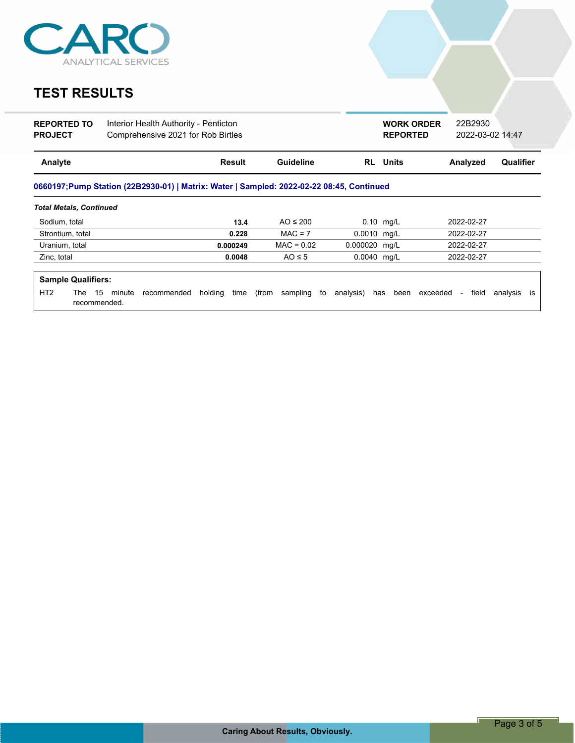CARO ANALYTICAL SERVICES

# TEST RESULTS

| | | | |
|---|---|---|---|
| **REPORTED TO** | Interior Health Authority - Penticton | **WORK ORDER** | 22B2930 |
| **PROJECT** | Comprehensive 2021 for Rob Birtles | **REPORTED** | 2022-03-02 14:47 |

| Analyte | Result | Guideline | RL | Units | Analyzed | Qualifier |
|---|---|---|---|---|---|---|
| **0660197;Pump Station (22B2930-01) \| Matrix: Water \| Sampled: 2022-02-22 08:45, Continued** | | | | | | |
| ***Total Metals, Continued*** | | | | | | |
| Sodium, total | **13.4** | AO ≤ 200 | 0.10 | mg/L | 2022-02-27 | |
| Strontium, total | **0.228** | MAC = 7 | 0.0010 | mg/L | 2022-02-27 | |
| Uranium, total | **0.000249** | MAC = 0.02 | 0.000020 | mg/L | 2022-02-27 | |
| Zinc, total | **0.0048** | AO ≤ 5 | 0.0040 | mg/L | 2022-02-27 | |

**Sample Qualifiers:**

HT2 The 15 minute recommended holding time (from sampling to analysis) has been exceeded - field analysis is recommended.

**Caring About Results, Obviously.**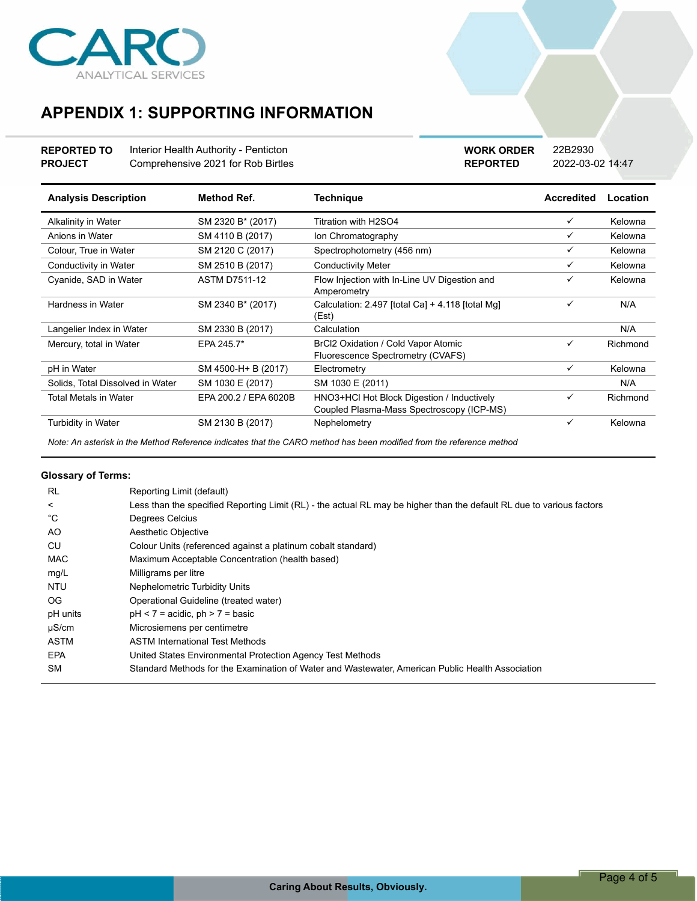# APPENDIX 1: SUPPORTING INFORMATION

| | | | |
|---|---|---|---|
| **REPORTED TO** | Interior Health Authority - Penticton | **WORK ORDER** | 22B2930 |
| **PROJECT** | Comprehensive 2021 for Rob Birtles | **REPORTED** | 2022-03-02 14:47 |

| Analysis Description | Method Ref. | Technique | Accredited | Location |
|---|---|---|---|---|
| Alkalinity in Water | SM 2320 B* (2017) | Titration with H2SO4 | ✓ | Kelowna |
| Anions in Water | SM 4110 B (2017) | Ion Chromatography | ✓ | Kelowna |
| Colour, True in Water | SM 2120 C (2017) | Spectrophotometry (456 nm) | ✓ | Kelowna |
| Conductivity in Water | SM 2510 B (2017) | Conductivity Meter | ✓ | Kelowna |
| Cyanide, SAD in Water | ASTM D7511-12 | Flow Injection with In-Line UV Digestion and Amperometry | ✓ | Kelowna |
| Hardness in Water | SM 2340 B* (2017) | Calculation: 2.497 [total Ca] + 4.118 [total Mg] (Est) | ✓ | N/A |
| Langelier Index in Water | SM 2330 B (2017) | Calculation | | N/A |
| Mercury, total in Water | EPA 245.7* | BrCl2 Oxidation / Cold Vapor Atomic Fluorescence Spectrometry (CVAFS) | ✓ | Richmond |
| pH in Water | SM 4500-H+ B (2017) | Electrometry | ✓ | Kelowna |
| Solids, Total Dissolved in Water | SM 1030 E (2017) | SM 1030 E (2011) | | N/A |
| Total Metals in Water | EPA 200.2 / EPA 6020B | HNO3+HCl Hot Block Digestion / Inductively Coupled Plasma-Mass Spectroscopy (ICP-MS) | ✓ | Richmond |
| Turbidity in Water | SM 2130 B (2017) | Nephelometry | ✓ | Kelowna |

*Note: An asterisk in the Method Reference indicates that the CARO method has been modified from the reference method*

**Glossary of Terms:**

| | |
|---|---|
| RL | Reporting Limit (default) |
| < | Less than the specified Reporting Limit (RL) - the actual RL may be higher than the default RL due to various factors |
| °C | Degrees Celcius |
| AO | Aesthetic Objective |
| CU | Colour Units (referenced against a platinum cobalt standard) |
| MAC | Maximum Acceptable Concentration (health based) |
| mg/L | Milligrams per litre |
| NTU | Nephelometric Turbidity Units |
| OG | Operational Guideline (treated water) |
| pH units | pH < 7 = acidic, ph > 7 = basic |
| µS/cm | Microsiemens per centimetre |
| ASTM | ASTM International Test Methods |
| EPA | United States Environmental Protection Agency Test Methods |
| SM | Standard Methods for the Examination of Water and Wastewater, American Public Health Association |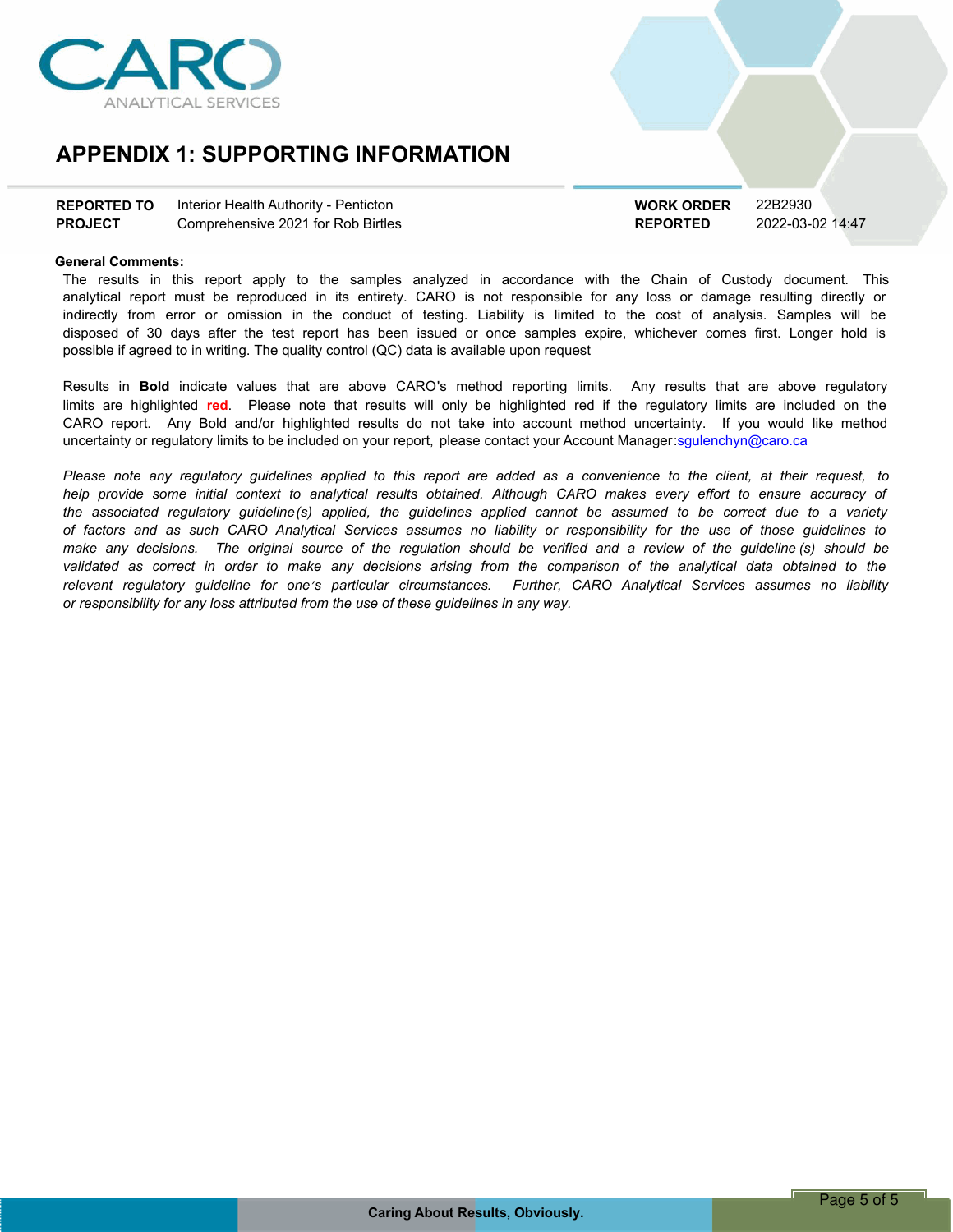CARO ANALYTICAL SERVICES

# APPENDIX 1: SUPPORTING INFORMATION

| | | | |
|---|---|---|---|
| **REPORTED TO** | Interior Health Authority - Penticton | **WORK ORDER** | 22B2930 |
| **PROJECT** | Comprehensive 2021 for Rob Birtles | **REPORTED** | 2022-03-02 14:47 |

**General Comments:**

The results in this report apply to the samples analyzed in accordance with the Chain of Custody document. This analytical report must be reproduced in its entirety. CARO is not responsible for any loss or damage resulting directly or indirectly from error or omission in the conduct of testing. Liability is limited to the cost of analysis. Samples will be disposed of 30 days after the test report has been issued or once samples expire, whichever comes first. Longer hold is possible if agreed to in writing. The quality control (QC) data is available upon request

Results in **Bold** indicate values that are above CARO's method reporting limits. Any results that are above regulatory limits are highlighted **red**. Please note that results will only be highlighted red if the regulatory limits are included on the CARO report. Any Bold and/or highlighted results do not take into account method uncertainty. If you would like method uncertainty or regulatory limits to be included on your report, please contact your Account Manager:sgulenchyn@caro.ca

*Please note any regulatory guidelines applied to this report are added as a convenience to the client, at their request, to help provide some initial context to analytical results obtained. Although CARO makes every effort to ensure accuracy of the associated regulatory guideline(s) applied, the guidelines applied cannot be assumed to be correct due to a variety of factors and as such CARO Analytical Services assumes no liability or responsibility for the use of those guidelines to make any decisions. The original source of the regulation should be verified and a review of the guideline (s) should be validated as correct in order to make any decisions arising from the comparison of the analytical data obtained to the relevant regulatory guideline for one's particular circumstances. Further, CARO Analytical Services assumes no liability or responsibility for any loss attributed from the use of these guidelines in any way.*

Caring About Results, Obviously.